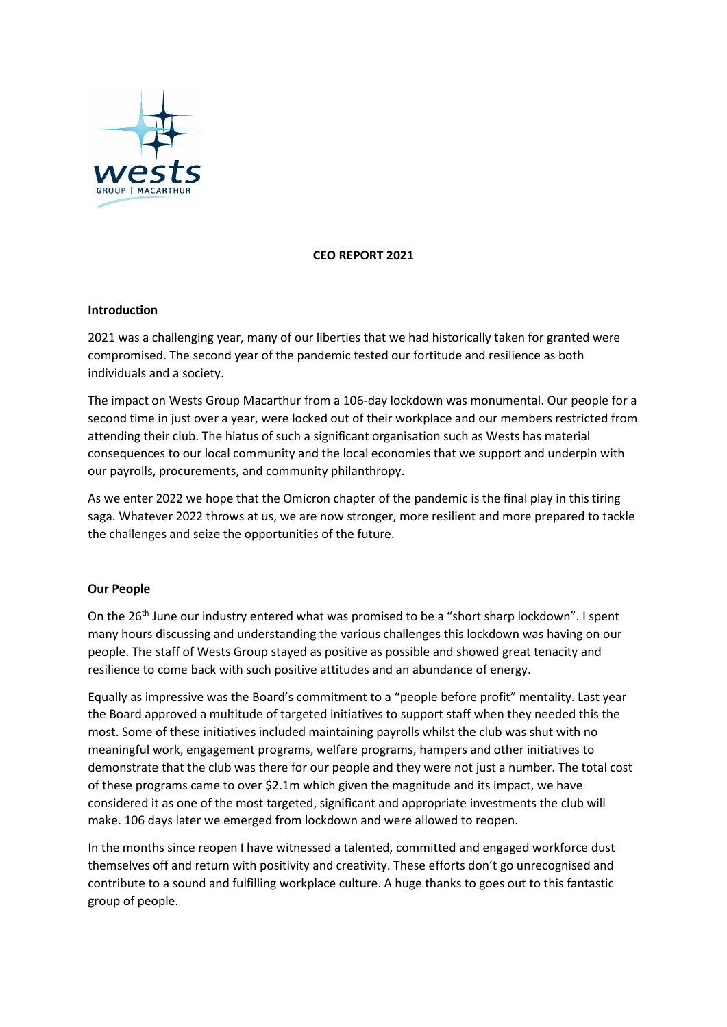# CEO REPORT 2021

## Introduction

2021 was a challenging year, many of our liberties that we had historically taken for granted were compromised. The second year of the pandemic tested our fortitude and resilience as both individuals and a society.

The impact on Wests Group Macarthur from a 106-day lockdown was monumental. Our people for a second time in just over a year, were locked out of their workplace and our members restricted from attending their club. The hiatus of such a significant organisation such as Wests has material consequences to our local community and the local economies that we support and underpin with our payrolls, procurements, and community philanthropy.

As we enter 2022 we hope that the Omicron chapter of the pandemic is the final play in this tiring saga. Whatever 2022 throws at us, we are now stronger, more resilient and more prepared to tackle the challenges and seize the opportunities of the future.

## Our People

On the 26th June our industry entered what was promised to be a "short sharp lockdown". I spent many hours discussing and understanding the various challenges this lockdown was having on our people. The staff of Wests Group stayed as positive as possible and showed great tenacity and resilience to come back with such positive attitudes and an abundance of energy.

Equally as impressive was the Board's commitment to a "people before profit" mentality. Last year the Board approved a multitude of targeted initiatives to support staff when they needed this the most. Some of these initiatives included maintaining payrolls whilst the club was shut with no meaningful work, engagement programs, welfare programs, hampers and other initiatives to demonstrate that the club was there for our people and they were not just a number. The total cost of these programs came to over $2.1m which given the magnitude and its impact, we have considered it as one of the most targeted, significant and appropriate investments the club will make. 106 days later we emerged from lockdown and were allowed to reopen.

In the months since reopen I have witnessed a talented, committed and engaged workforce dust themselves off and return with positivity and creativity. These efforts don't go unrecognised and contribute to a sound and fulfilling workplace culture. A huge thanks to goes out to this fantastic group of people.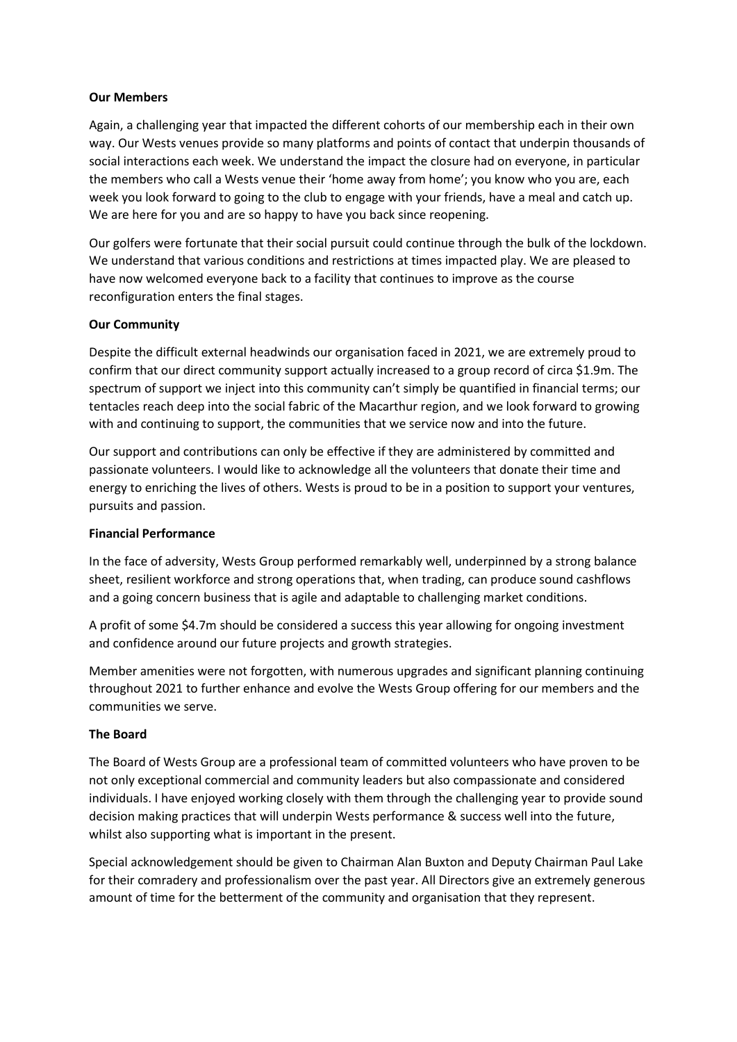**Our Members**

Again, a challenging year that impacted the different cohorts of our membership each in their own way. Our Wests venues provide so many platforms and points of contact that underpin thousands of social interactions each week. We understand the impact the closure had on everyone, in particular the members who call a Wests venue their 'home away from home'; you know who you are, each week you look forward to going to the club to engage with your friends, have a meal and catch up. We are here for you and are so happy to have you back since reopening.

Our golfers were fortunate that their social pursuit could continue through the bulk of the lockdown. We understand that various conditions and restrictions at times impacted play. We are pleased to have now welcomed everyone back to a facility that continues to improve as the course reconfiguration enters the final stages.

**Our Community**

Despite the difficult external headwinds our organisation faced in 2021, we are extremely proud to confirm that our direct community support actually increased to a group record of circa $1.9m. The spectrum of support we inject into this community can't simply be quantified in financial terms; our tentacles reach deep into the social fabric of the Macarthur region, and we look forward to growing with and continuing to support, the communities that we service now and into the future.

Our support and contributions can only be effective if they are administered by committed and passionate volunteers. I would like to acknowledge all the volunteers that donate their time and energy to enriching the lives of others. Wests is proud to be in a position to support your ventures, pursuits and passion.

**Financial Performance**

In the face of adversity, Wests Group performed remarkably well, underpinned by a strong balance sheet, resilient workforce and strong operations that, when trading, can produce sound cashflows and a going concern business that is agile and adaptable to challenging market conditions.

A profit of some $4.7m should be considered a success this year allowing for ongoing investment and confidence around our future projects and growth strategies.

Member amenities were not forgotten, with numerous upgrades and significant planning continuing throughout 2021 to further enhance and evolve the Wests Group offering for our members and the communities we serve.

**The Board**

The Board of Wests Group are a professional team of committed volunteers who have proven to be not only exceptional commercial and community leaders but also compassionate and considered individuals. I have enjoyed working closely with them through the challenging year to provide sound decision making practices that will underpin Wests performance & success well into the future, whilst also supporting what is important in the present.

Special acknowledgement should be given to Chairman Alan Buxton and Deputy Chairman Paul Lake for their comradery and professionalism over the past year. All Directors give an extremely generous amount of time for the betterment of the community and organisation that they represent.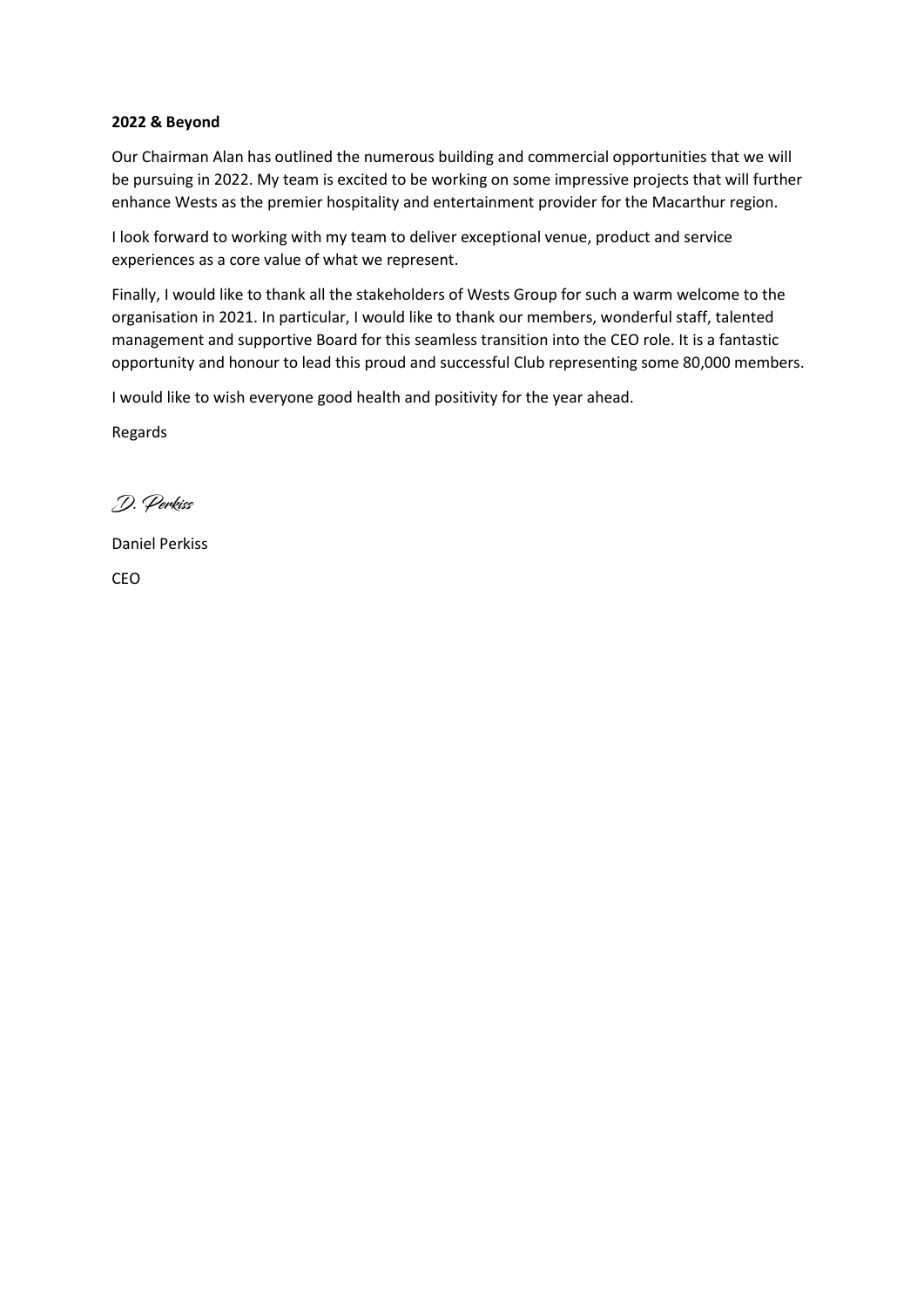**2022 & Beyond**

Our Chairman Alan has outlined the numerous building and commercial opportunities that we will be pursuing in 2022. My team is excited to be working on some impressive projects that will further enhance Wests as the premier hospitality and entertainment provider for the Macarthur region.

I look forward to working with my team to deliver exceptional venue, product and service experiences as a core value of what we represent.

Finally, I would like to thank all the stakeholders of Wests Group for such a warm welcome to the organisation in 2021. In particular, I would like to thank our members, wonderful staff, talented management and supportive Board for this seamless transition into the CEO role. It is a fantastic opportunity and honour to lead this proud and successful Club representing some 80,000 members.

I would like to wish everyone good health and positivity for the year ahead.

Regards

*D. Perkiss*

Daniel Perkiss

CEO